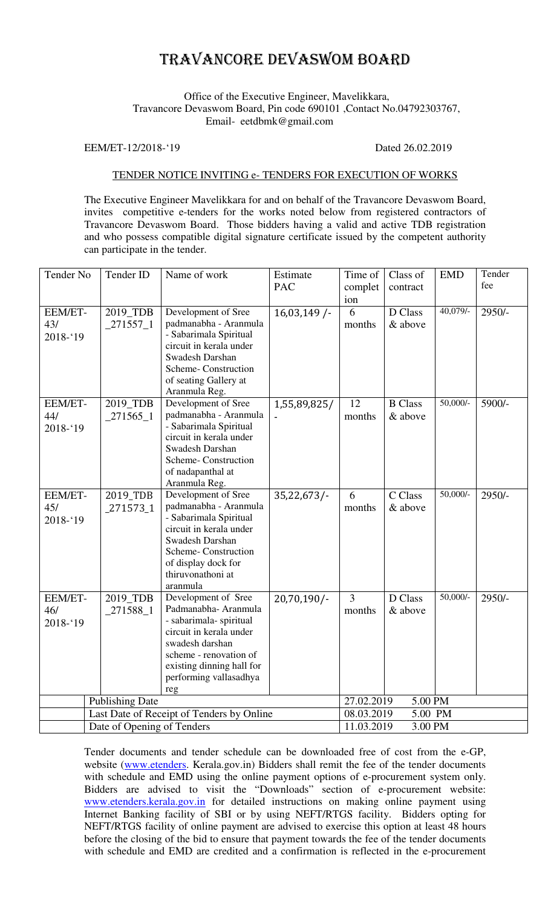# TRAVANCORE DEVASWOM BOARD

Office of the Executive Engineer, Mavelikkara,
Travancore Devaswom Board, Pin code 690101 ,Contact No.04792303767,
Email- eetdbmk@gmail.com

EEM/ET-12/2018-'19 Dated 26.02.2019

## TENDER NOTICE INVITING e- TENDERS FOR EXECUTION OF WORKS

The Executive Engineer Mavelikkara for and on behalf of the Travancore Devaswom Board, invites competitive e-tenders for the works noted below from registered contractors of Travancore Devaswom Board. Those bidders having a valid and active TDB registration and who possess compatible digital signature certificate issued by the competent authority can participate in the tender.

| Tender No | Tender ID | Name of work | Estimate PAC | Time of completion | Class of contract | EMD | Tender fee |
|---|---|---|---|---|---|---|---|
| EEM/ET-43/ 2018-'19 | 2019_TDB _271557_1 | Development of Sree padmanabha - Aranmula - Sabarimala Spiritual circuit in kerala under Swadesh Darshan Scheme- Construction of seating Gallery at Aranmula Reg. | 16,03,149 /- | 6 months | D Class & above | 40,079/- | 2950/- |
| EEM/ET-44/ 2018-'19 | 2019_TDB _271565_1 | Development of Sree padmanabha - Aranmula - Sabarimala Spiritual circuit in kerala under Swadesh Darshan Scheme- Construction of nadapanthal at Aranmula Reg. | 1,55,89,825/ - | 12 months | B Class & above | 50,000/- | 5900/- |
| EEM/ET-45/ 2018-'19 | 2019_TDB _271573_1 | Development of Sree padmanabha - Aranmula - Sabarimala Spiritual circuit in kerala under Swadesh Darshan Scheme- Construction of display dock for thiruvonathoni at aranmula | 35,22,673/- | 6 months | C Class & above | 50,000/- | 2950/- |
| EEM/ET-46/ 2018-'19 | 2019_TDB _271588_1 | Development of Sree Padmanabha- Aranmula - sabarimala- spiritual circuit in kerala under swadesh darshan scheme - renovation of existing dinning hall for performing vallasadhya reg | 20,70,190/- | 3 months | D Class & above | 50,000/- | 2950/- |
| | Publishing Date | | | 27.02.2019 5.00 PM | | | |
| | Last Date of Receipt of Tenders by Online | | | 08.03.2019 5.00 PM | | | |
| | Date of Opening of Tenders | | | 11.03.2019 3.00 PM | | | |

Tender documents and tender schedule can be downloaded free of cost from the e-GP, website (www.etenders. Kerala.gov.in) Bidders shall remit the fee of the tender documents with schedule and EMD using the online payment options of e-procurement system only. Bidders are advised to visit the "Downloads" section of e-procurement website: www.etenders.kerala.gov.in for detailed instructions on making online payment using Internet Banking facility of SBI or by using NEFT/RTGS facility. Bidders opting for NEFT/RTGS facility of online payment are advised to exercise this option at least 48 hours before the closing of the bid to ensure that payment towards the fee of the tender documents with schedule and EMD are credited and a confirmation is reflected in the e-procurement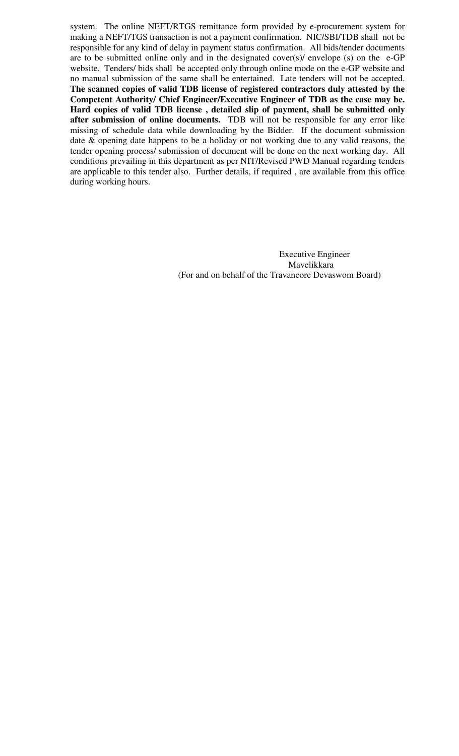system. The online NEFT/RTGS remittance form provided by e-procurement system for making a NEFT/TGS transaction is not a payment confirmation. NIC/SBI/TDB shall not be responsible for any kind of delay in payment status confirmation. All bids/tender documents are to be submitted online only and in the designated cover(s)/ envelope (s) on the e-GP website. Tenders/ bids shall be accepted only through online mode on the e-GP website and no manual submission of the same shall be entertained. Late tenders will not be accepted. **The scanned copies of valid TDB license of registered contractors duly attested by the Competent Authority/ Chief Engineer/Executive Engineer of TDB as the case may be. Hard copies of valid TDB license , detailed slip of payment, shall be submitted only after submission of online documents.** TDB will not be responsible for any error like missing of schedule data while downloading by the Bidder. If the document submission date & opening date happens to be a holiday or not working due to any valid reasons, the tender opening process/ submission of document will be done on the next working day. All conditions prevailing in this department as per NIT/Revised PWD Manual regarding tenders are applicable to this tender also. Further details, if required , are available from this office during working hours.

Executive Engineer
Mavelikkara
(For and on behalf of the Travancore Devaswom Board)